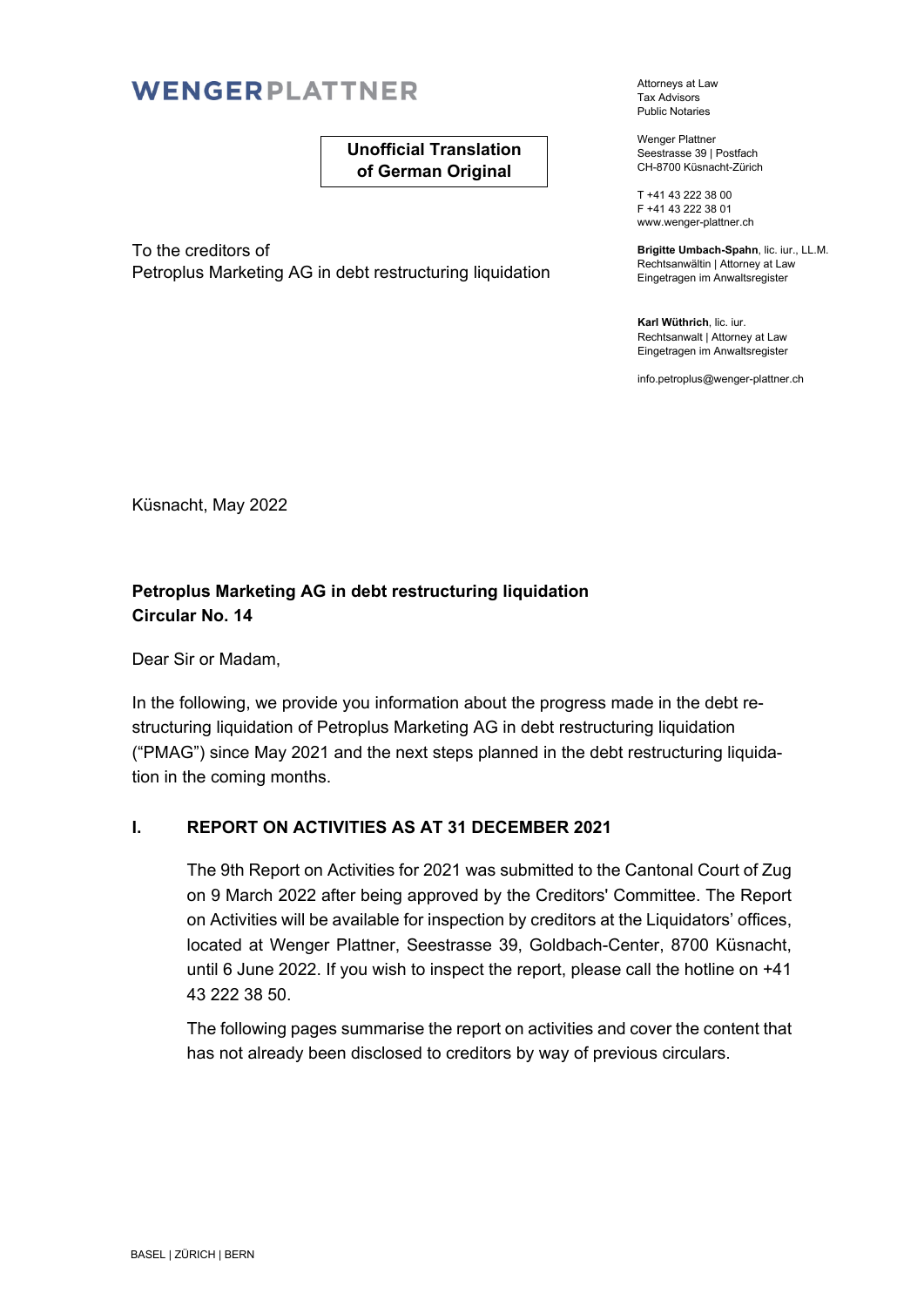**WENGERPLATTNER**

**Unofficial Translation of German Original**

Attorneys at Law
Tax Advisors
Public Notaries

Wenger Plattner
Seestrasse 39 | Postfach
CH-8700 Küsnacht-Zürich

T +41 43 222 38 00
F +41 43 222 38 01
www.wenger-plattner.ch

**Brigitte Umbach-Spahn**, lic. iur., LL.M.
Rechtsanwältin | Attorney at Law
Eingetragen im Anwaltsregister

**Karl Wüthrich**, lic. iur.
Rechtsanwalt | Attorney at Law
Eingetragen im Anwaltsregister

info.petroplus@wenger-plattner.ch

To the creditors of
Petroplus Marketing AG in debt restructuring liquidation

Küsnacht, May 2022

**Petroplus Marketing AG in debt restructuring liquidation**
**Circular No. 14**

Dear Sir or Madam,

In the following, we provide you information about the progress made in the debt restructuring liquidation of Petroplus Marketing AG in debt restructuring liquidation ("PMAG") since May 2021 and the next steps planned in the debt restructuring liquidation in the coming months.

## I. REPORT ON ACTIVITIES AS AT 31 DECEMBER 2021

The 9th Report on Activities for 2021 was submitted to the Cantonal Court of Zug on 9 March 2022 after being approved by the Creditors' Committee. The Report on Activities will be available for inspection by creditors at the Liquidators' offices, located at Wenger Plattner, Seestrasse 39, Goldbach-Center, 8700 Küsnacht, until 6 June 2022. If you wish to inspect the report, please call the hotline on +41 43 222 38 50.

The following pages summarise the report on activities and cover the content that has not already been disclosed to creditors by way of previous circulars.

BASEL | ZÜRICH | BERN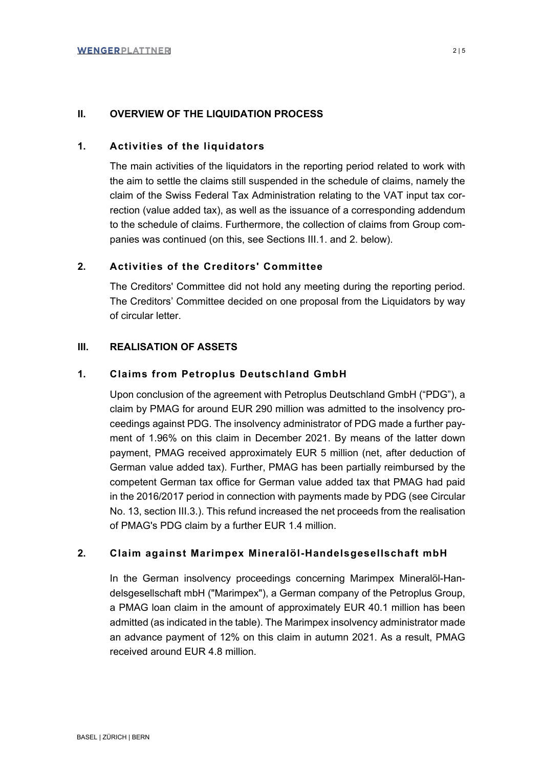## II. OVERVIEW OF THE LIQUIDATION PROCESS

### 1. Activities of the liquidators

The main activities of the liquidators in the reporting period related to work with the aim to settle the claims still suspended in the schedule of claims, namely the claim of the Swiss Federal Tax Administration relating to the VAT input tax correction (value added tax), as well as the issuance of a corresponding addendum to the schedule of claims. Furthermore, the collection of claims from Group companies was continued (on this, see Sections III.1. and 2. below).

### 2. Activities of the Creditors' Committee

The Creditors' Committee did not hold any meeting during the reporting period. The Creditors' Committee decided on one proposal from the Liquidators by way of circular letter.

## III. REALISATION OF ASSETS

### 1. Claims from Petroplus Deutschland GmbH

Upon conclusion of the agreement with Petroplus Deutschland GmbH ("PDG"), a claim by PMAG for around EUR 290 million was admitted to the insolvency proceedings against PDG. The insolvency administrator of PDG made a further payment of 1.96% on this claim in December 2021. By means of the latter down payment, PMAG received approximately EUR 5 million (net, after deduction of German value added tax). Further, PMAG has been partially reimbursed by the competent German tax office for German value added tax that PMAG had paid in the 2016/2017 period in connection with payments made by PDG (see Circular No. 13, section III.3.). This refund increased the net proceeds from the realisation of PMAG's PDG claim by a further EUR 1.4 million.

### 2. Claim against Marimpex Mineralöl-Handelsgesellschaft mbH

In the German insolvency proceedings concerning Marimpex Mineralöl-Handelsgesellschaft mbH ("Marimpex"), a German company of the Petroplus Group, a PMAG loan claim in the amount of approximately EUR 40.1 million has been admitted (as indicated in the table). The Marimpex insolvency administrator made an advance payment of 12% on this claim in autumn 2021. As a result, PMAG received around EUR 4.8 million.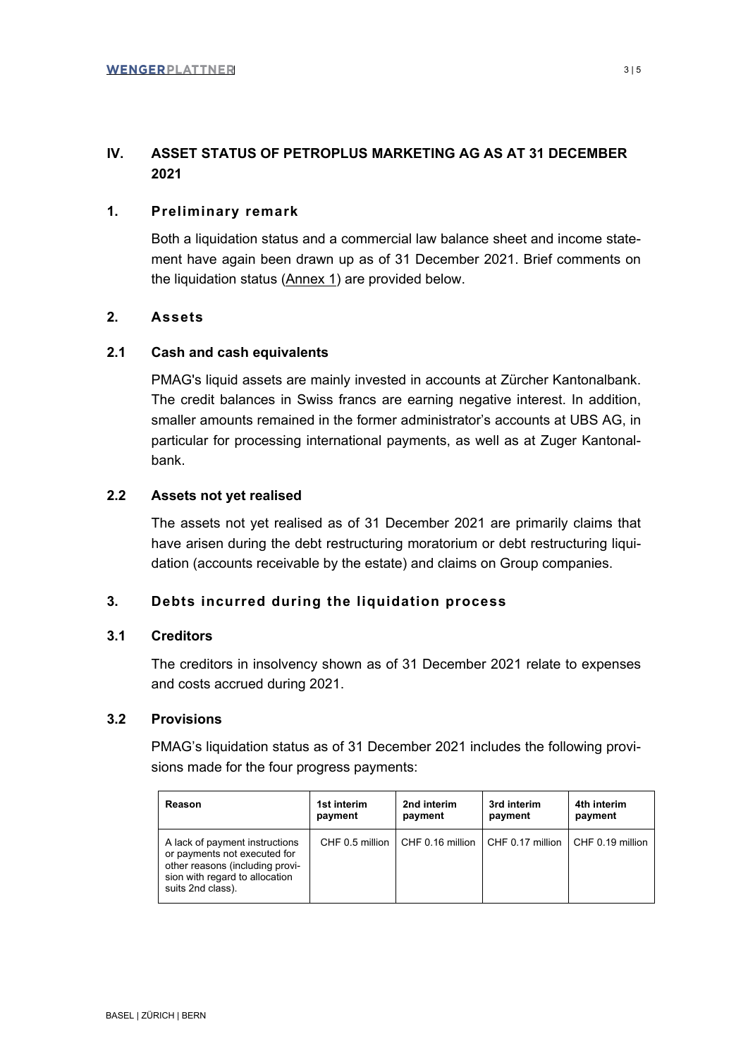## IV. ASSET STATUS OF PETROPLUS MARKETING AG AS AT 31 DECEMBER 2021

### 1. Preliminary remark

Both a liquidation status and a commercial law balance sheet and income statement have again been drawn up as of 31 December 2021. Brief comments on the liquidation status (Annex 1) are provided below.

### 2. Assets

#### 2.1 Cash and cash equivalents

PMAG's liquid assets are mainly invested in accounts at Zürcher Kantonalbank. The credit balances in Swiss francs are earning negative interest. In addition, smaller amounts remained in the former administrator's accounts at UBS AG, in particular for processing international payments, as well as at Zuger Kantonalbank.

#### 2.2 Assets not yet realised

The assets not yet realised as of 31 December 2021 are primarily claims that have arisen during the debt restructuring moratorium or debt restructuring liquidation (accounts receivable by the estate) and claims on Group companies.

### 3. Debts incurred during the liquidation process

#### 3.1 Creditors

The creditors in insolvency shown as of 31 December 2021 relate to expenses and costs accrued during 2021.

#### 3.2 Provisions

PMAG's liquidation status as of 31 December 2021 includes the following provisions made for the four progress payments:

| Reason | 1st interim payment | 2nd interim payment | 3rd interim payment | 4th interim payment |
|---|---|---|---|---|
| A lack of payment instructions or payments not executed for other reasons (including provision with regard to allocation suits 2nd class). | CHF 0.5 million | CHF 0.16 million | CHF 0.17 million | CHF 0.19 million |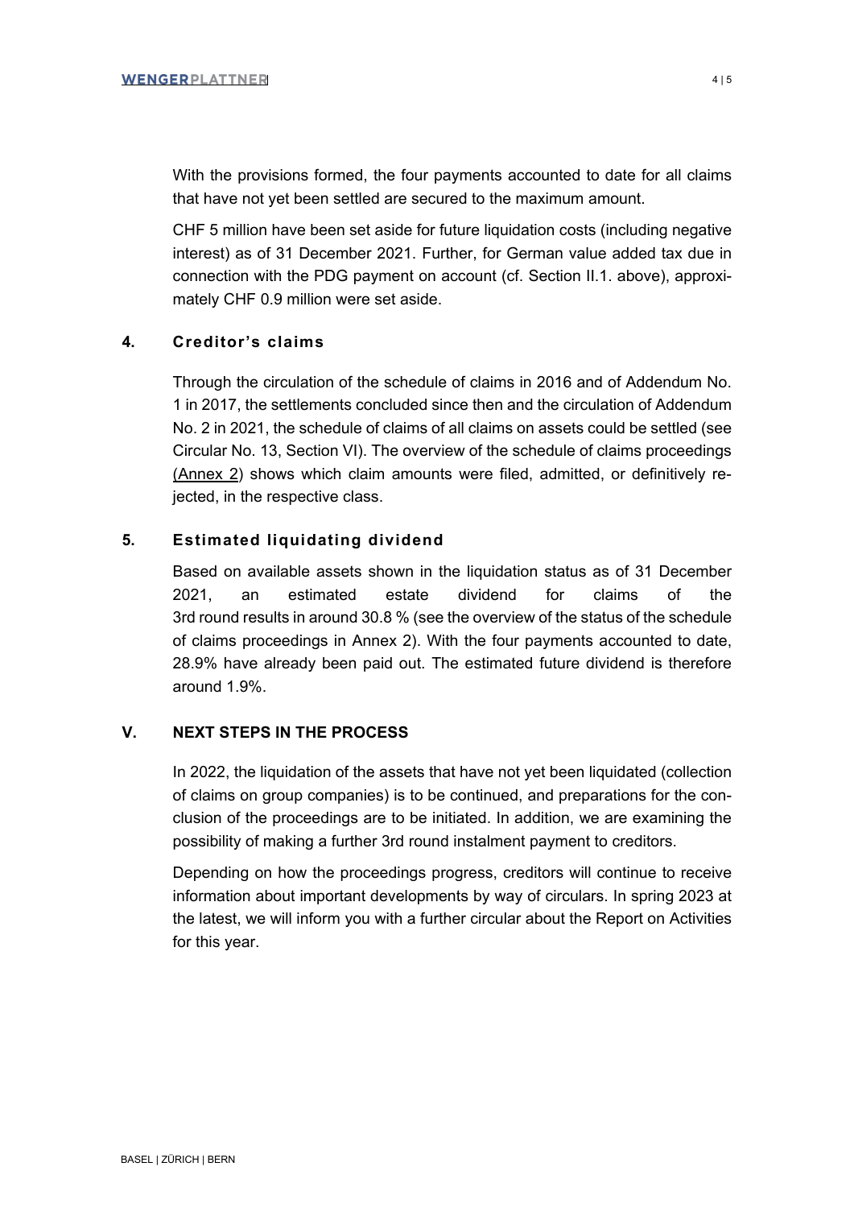With the provisions formed, the four payments accounted to date for all claims that have not yet been settled are secured to the maximum amount.

CHF 5 million have been set aside for future liquidation costs (including negative interest) as of 31 December 2021. Further, for German value added tax due in connection with the PDG payment on account (cf. Section II.1. above), approximately CHF 0.9 million were set aside.

### 4. Creditor's claims

Through the circulation of the schedule of claims in 2016 and of Addendum No. 1 in 2017, the settlements concluded since then and the circulation of Addendum No. 2 in 2021, the schedule of claims of all claims on assets could be settled (see Circular No. 13, Section VI). The overview of the schedule of claims proceedings (Annex 2) shows which claim amounts were filed, admitted, or definitively rejected, in the respective class.

### 5. Estimated liquidating dividend

Based on available assets shown in the liquidation status as of 31 December 2021, an estimated estate dividend for claims of the 3rd round results in around 30.8 % (see the overview of the status of the schedule of claims proceedings in Annex 2). With the four payments accounted to date, 28.9% have already been paid out. The estimated future dividend is therefore around 1.9%.

## V. NEXT STEPS IN THE PROCESS

In 2022, the liquidation of the assets that have not yet been liquidated (collection of claims on group companies) is to be continued, and preparations for the conclusion of the proceedings are to be initiated. In addition, we are examining the possibility of making a further 3rd round instalment payment to creditors.

Depending on how the proceedings progress, creditors will continue to receive information about important developments by way of circulars. In spring 2023 at the latest, we will inform you with a further circular about the Report on Activities for this year.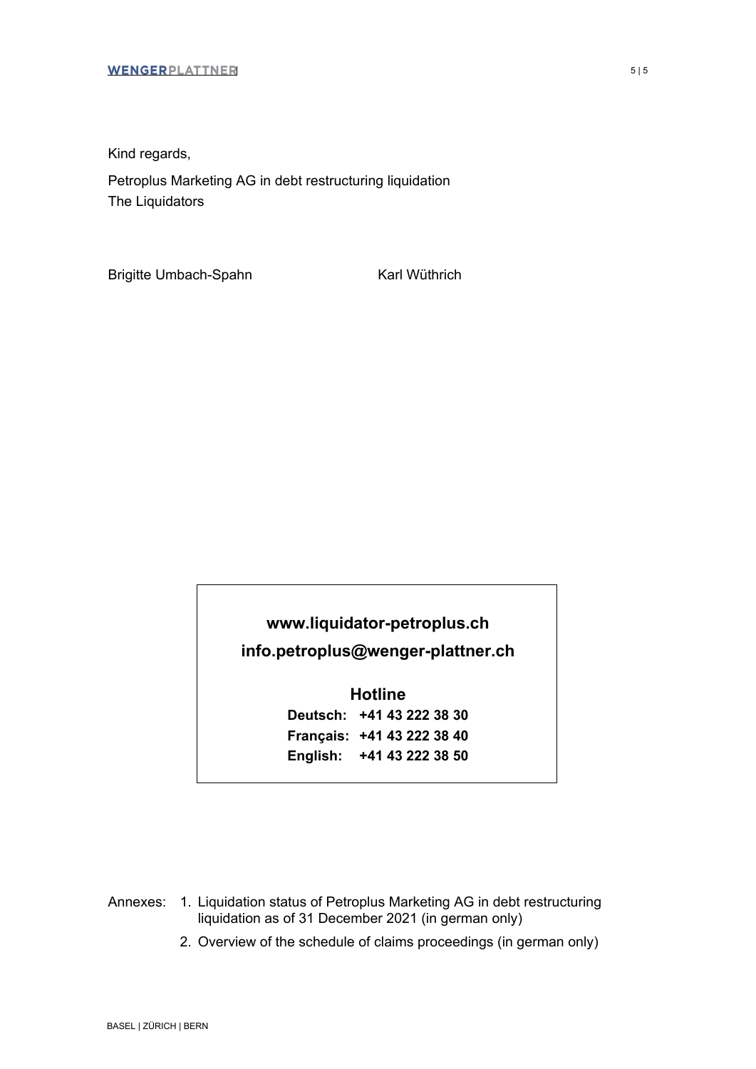Kind regards,

Petroplus Marketing AG in debt restructuring liquidation
The Liquidators

Brigitte Umbach-Spahn                    Karl Wüthrich

**www.liquidator-petroplus.ch**

**info.petroplus@wenger-plattner.ch**

**Hotline**

**Deutsch: +41 43 222 38 30**
**Français: +41 43 222 38 40**
**English: +41 43 222 38 50**

Annexes:
1. Liquidation status of Petroplus Marketing AG in debt restructuring liquidation as of 31 December 2021 (in german only)
2. Overview of the schedule of claims proceedings (in german only)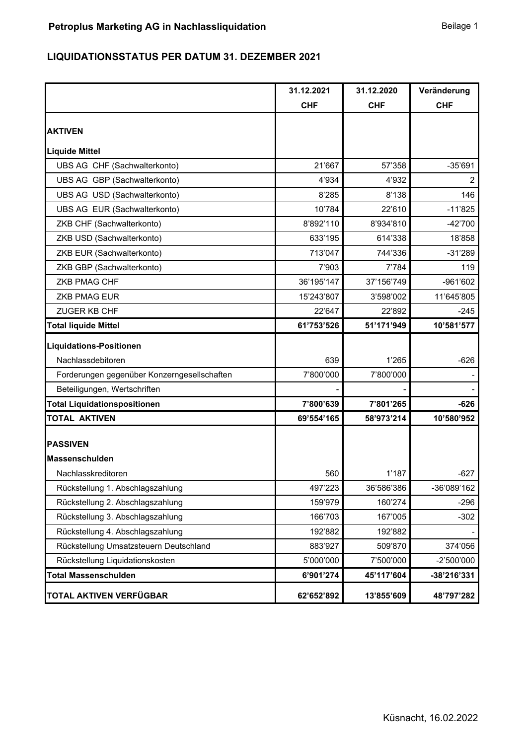**Petroplus Marketing AG in Nachlassliquidation**

Beilage 1

## LIQUIDATIONSSTATUS PER DATUM 31. DEZEMBER 2021

| | 31.12.2021<br>CHF | 31.12.2020<br>CHF | Veränderung<br>CHF |
|---|---|---|---|
| **AKTIVEN** | | | |
| **Liquide Mittel** | | | |
| UBS AG CHF (Sachwalterkonto) | 21'667 | 57'358 | -35'691 |
| UBS AG GBP (Sachwalterkonto) | 4'934 | 4'932 | 2 |
| UBS AG USD (Sachwalterkonto) | 8'285 | 8'138 | 146 |
| UBS AG EUR (Sachwalterkonto) | 10'784 | 22'610 | -11'825 |
| ZKB CHF (Sachwalterkonto) | 8'892'110 | 8'934'810 | -42'700 |
| ZKB USD (Sachwalterkonto) | 633'195 | 614'338 | 18'858 |
| ZKB EUR (Sachwalterkonto) | 713'047 | 744'336 | -31'289 |
| ZKB GBP (Sachwalterkonto) | 7'903 | 7'784 | 119 |
| ZKB PMAG CHF | 36'195'147 | 37'156'749 | -961'602 |
| ZKB PMAG EUR | 15'243'807 | 3'598'002 | 11'645'805 |
| ZUGER KB CHF | 22'647 | 22'892 | -245 |
| **Total liquide Mittel** | **61'753'526** | **51'171'949** | **10'581'577** |
| **Liquidations-Positionen** | | | |
| Nachlassdebitoren | 639 | 1'265 | -626 |
| Forderungen gegenüber Konzerngesellschaften | 7'800'000 | 7'800'000 | - |
| Beteiligungen, Wertschriften | - | - | - |
| **Total Liquidationspositionen** | **7'800'639** | **7'801'265** | **-626** |
| **TOTAL AKTIVEN** | **69'554'165** | **58'973'214** | **10'580'952** |
| **PASSIVEN** | | | |
| **Massenschulden** | | | |
| Nachlasskreditoren | 560 | 1'187 | -627 |
| Rückstellung 1. Abschlagszahlung | 497'223 | 36'586'386 | -36'089'162 |
| Rückstellung 2. Abschlagszahlung | 159'979 | 160'274 | -296 |
| Rückstellung 3. Abschlagszahlung | 166'703 | 167'005 | -302 |
| Rückstellung 4. Abschlagszahlung | 192'882 | 192'882 | - |
| Rückstellung Umsatzsteuern Deutschland | 883'927 | 509'870 | 374'056 |
| Rückstellung Liquidationskosten | 5'000'000 | 7'500'000 | -2'500'000 |
| **Total Massenschulden** | **6'901'274** | **45'117'604** | **-38'216'331** |
| **TOTAL AKTIVEN VERFÜGBAR** | **62'652'892** | **13'855'609** | **48'797'282** |

Küsnacht, 16.02.2022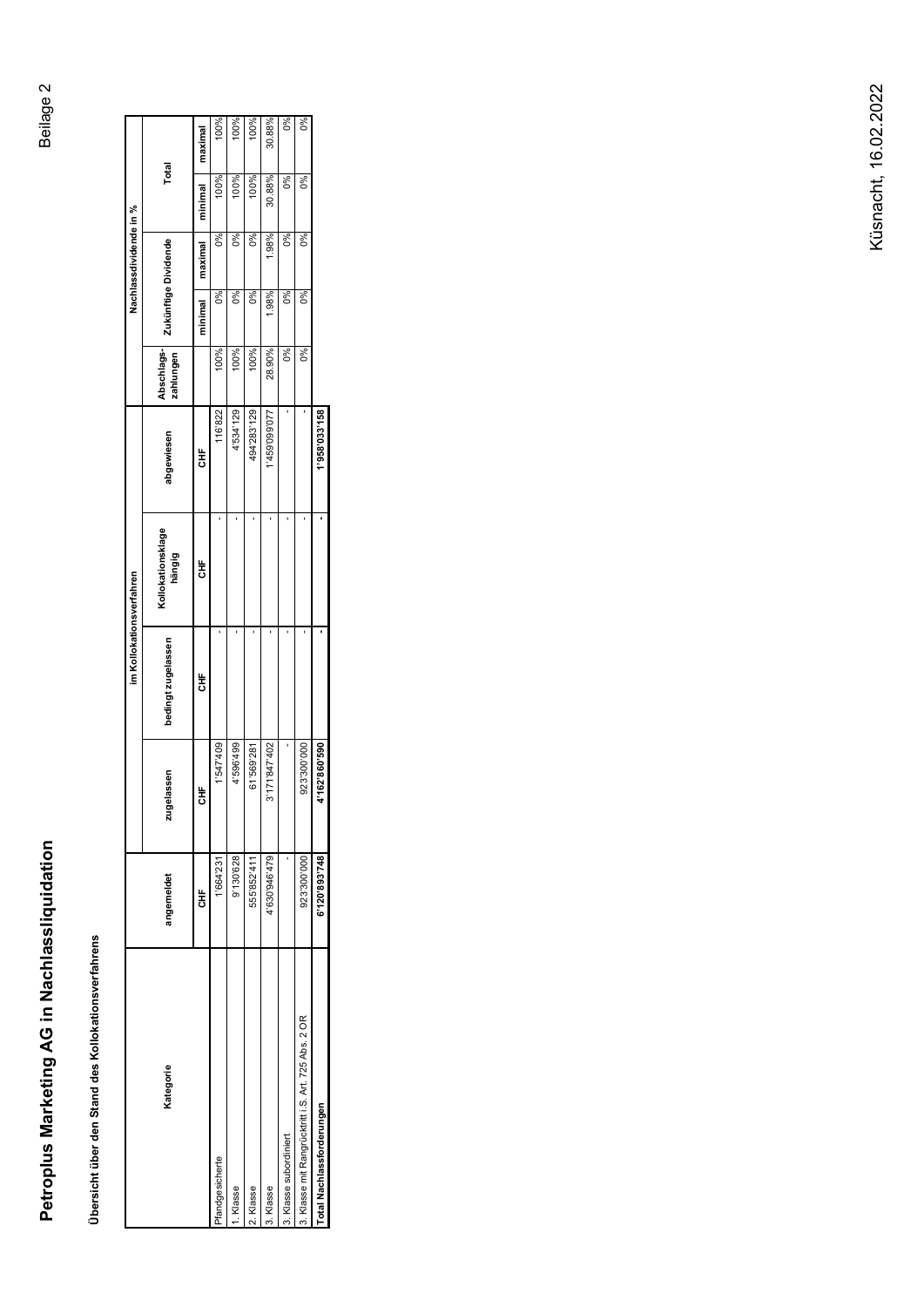# Petroplus Marketing AG in Nachlassliquidation

Beilage 2

**Übersicht über den Stand des Kollokationsverfahrens**

| Kategorie | angemeldet | im Kollokationsverfahren | | | | Nachlassdividende in % | | | | | |
|---|---|---|---|---|---|---|---|---|---|---|---|
| | | zugelassen | bedingt zugelassen | Kollokationsklage hängig | abgewiesen | Abschlags-zahlungen | Zukünftige Dividende | | Total | | |
| | CHF | CHF | CHF | CHF | CHF | | minimal | maximal | minimal | maximal | |
| Pfandgesicherte | 1'664'231 | 1'547'409 | - | - | 116'822 | 100% | 0% | 0% | 100% | 100% | |
| 1. Klasse | 9'130'628 | 4'596'499 | - | - | 4'534'129 | 100% | 0% | 0% | 100% | 100% | |
| 2. Klasse | 555'852'411 | 61'569'281 | - | - | 494'283'129 | 100% | 0% | 0% | 100% | 100% | |
| 3. Klasse | 4'630'946'479 | 3'171'847'402 | - | - | 1'459'099'077 | 28.90% | 1.98% | 1.98% | 30.88% | 30.88% | |
| 3. Klasse subordiniert | - | - | - | - | - | 0% | 0% | 0% | 0% | 0% | |
| 3. Klasse mit Rangrücktritt i.S. Art. 725 Abs. 2 OR | 923'300'000 | 923'300'000 | - | - | - | 0% | 0% | 0% | 0% | 0% | |
| **Total Nachlassforderungen** | **6'120'893'748** | **4'162'860'590** | **-** | **-** | **1'958'033'158** | | | | | | |

Küsnacht, 16.02.2022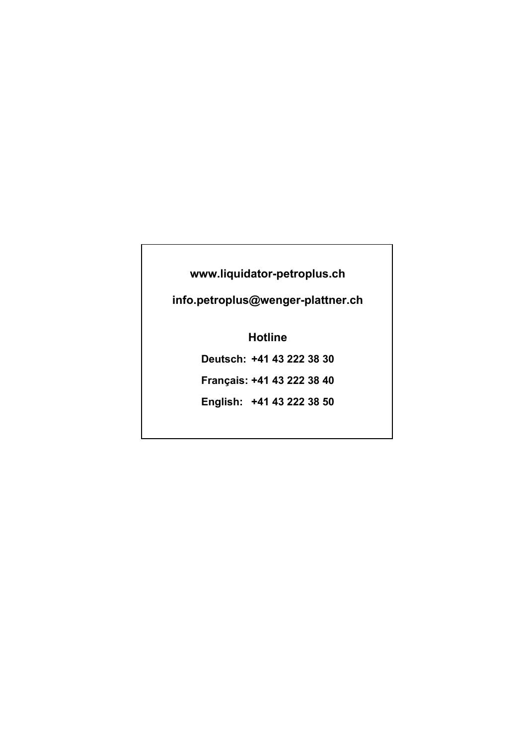**www.liquidator-petroplus.ch**

**info.petroplus@wenger-plattner.ch**

**Hotline**

**Deutsch: +41 43 222 38 30**

**Français: +41 43 222 38 40**

**English: +41 43 222 38 50**